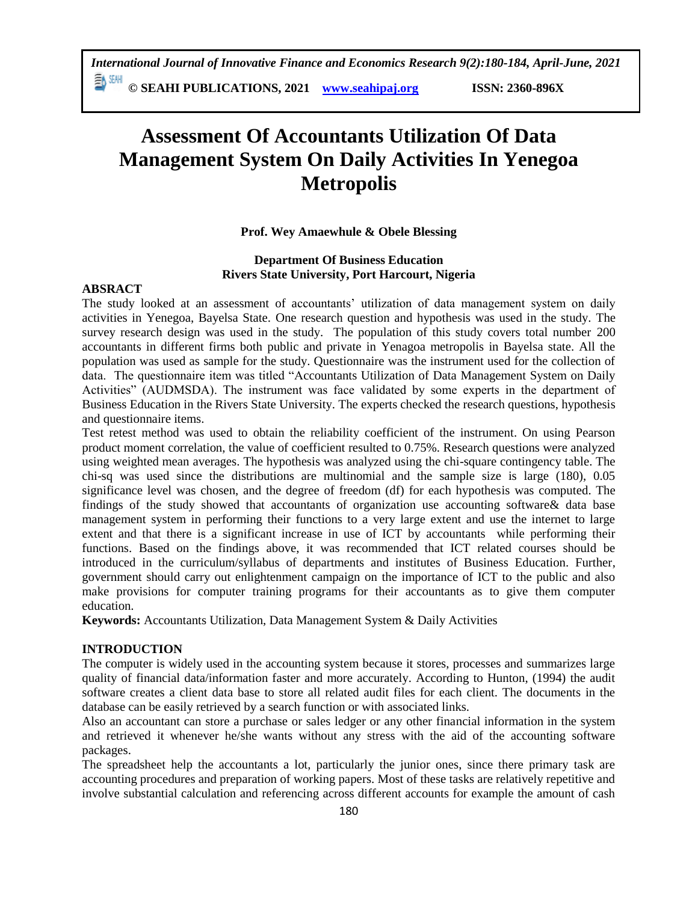# Assessment Of Accountants Utilization Of Data Management System On Daily Activities In Yenegoa Metropolis

**Prof. Wey Amaewhule & Obele Blessing**

**Department Of Business Education**
**Rivers State University, Port Harcourt, Nigeria**

**ABSRACT**

The study looked at an assessment of accountants' utilization of data management system on daily activities in Yenegoa, Bayelsa State. One research question and hypothesis was used in the study. The survey research design was used in the study. The population of this study covers total number 200 accountants in different firms both public and private in Yenagoa metropolis in Bayelsa state. All the population was used as sample for the study. Questionnaire was the instrument used for the collection of data. The questionnaire item was titled "Accountants Utilization of Data Management System on Daily Activities" (AUDMSDA). The instrument was face validated by some experts in the department of Business Education in the Rivers State University. The experts checked the research questions, hypothesis and questionnaire items.

Test retest method was used to obtain the reliability coefficient of the instrument. On using Pearson product moment correlation, the value of coefficient resulted to 0.75%. Research questions were analyzed using weighted mean averages. The hypothesis was analyzed using the chi-square contingency table. The chi-sq was used since the distributions are multinomial and the sample size is large (180), 0.05 significance level was chosen, and the degree of freedom (df) for each hypothesis was computed. The findings of the study showed that accountants of organization use accounting software& data base management system in performing their functions to a very large extent and use the internet to large extent and that there is a significant increase in use of ICT by accountants while performing their functions. Based on the findings above, it was recommended that ICT related courses should be introduced in the curriculum/syllabus of departments and institutes of Business Education. Further, government should carry out enlightenment campaign on the importance of ICT to the public and also make provisions for computer training programs for their accountants as to give them computer education.

**Keywords:** Accountants Utilization, Data Management System & Daily Activities

## INTRODUCTION

The computer is widely used in the accounting system because it stores, processes and summarizes large quality of financial data/information faster and more accurately. According to Hunton, (1994) the audit software creates a client data base to store all related audit files for each client. The documents in the database can be easily retrieved by a search function or with associated links.

Also an accountant can store a purchase or sales ledger or any other financial information in the system and retrieved it whenever he/she wants without any stress with the aid of the accounting software packages.

The spreadsheet help the accountants a lot, particularly the junior ones, since there primary task are accounting procedures and preparation of working papers. Most of these tasks are relatively repetitive and involve substantial calculation and referencing across different accounts for example the amount of cash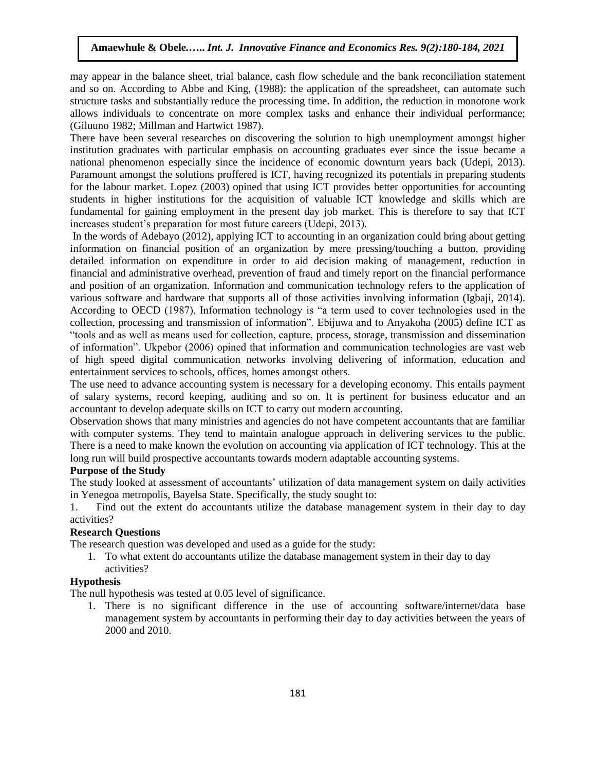may appear in the balance sheet, trial balance, cash flow schedule and the bank reconciliation statement and so on. According to Abbe and King, (1988): the application of the spreadsheet, can automate such structure tasks and substantially reduce the processing time. In addition, the reduction in monotone work allows individuals to concentrate on more complex tasks and enhance their individual performance; (Giluuno 1982; Millman and Hartwict 1987).

There have been several researches on discovering the solution to high unemployment amongst higher institution graduates with particular emphasis on accounting graduates ever since the issue became a national phenomenon especially since the incidence of economic downturn years back (Udepi, 2013). Paramount amongst the solutions proffered is ICT, having recognized its potentials in preparing students for the labour market. Lopez (2003) opined that using ICT provides better opportunities for accounting students in higher institutions for the acquisition of valuable ICT knowledge and skills which are fundamental for gaining employment in the present day job market. This is therefore to say that ICT increases student's preparation for most future careers (Udepi, 2013).

In the words of Adebayo (2012), applying ICT to accounting in an organization could bring about getting information on financial position of an organization by mere pressing/touching a button, providing detailed information on expenditure in order to aid decision making of management, reduction in financial and administrative overhead, prevention of fraud and timely report on the financial performance and position of an organization. Information and communication technology refers to the application of various software and hardware that supports all of those activities involving information (Igbaji, 2014). According to OECD (1987), Information technology is "a term used to cover technologies used in the collection, processing and transmission of information". Ebijuwa and to Anyakoha (2005) define ICT as "tools and as well as means used for collection, capture, process, storage, transmission and dissemination of information". Ukpebor (2006) opined that information and communication technologies are vast web of high speed digital communication networks involving delivering of information, education and entertainment services to schools, offices, homes amongst others.

The use need to advance accounting system is necessary for a developing economy. This entails payment of salary systems, record keeping, auditing and so on. It is pertinent for business educator and an accountant to develop adequate skills on ICT to carry out modern accounting.

Observation shows that many ministries and agencies do not have competent accountants that are familiar with computer systems. They tend to maintain analogue approach in delivering services to the public. There is a need to make known the evolution on accounting via application of ICT technology. This at the long run will build prospective accountants towards modern adaptable accounting systems.

**Purpose of the Study**

The study looked at assessment of accountants' utilization of data management system on daily activities in Yenegoa metropolis, Bayelsa State. Specifically, the study sought to:

1. Find out the extent do accountants utilize the database management system in their day to day activities?

**Research Questions**

The research question was developed and used as a guide for the study:

1. To what extent do accountants utilize the database management system in their day to day activities?

**Hypothesis**

The null hypothesis was tested at 0.05 level of significance.

1. There is no significant difference in the use of accounting software/internet/data base management system by accountants in performing their day to day activities between the years of 2000 and 2010.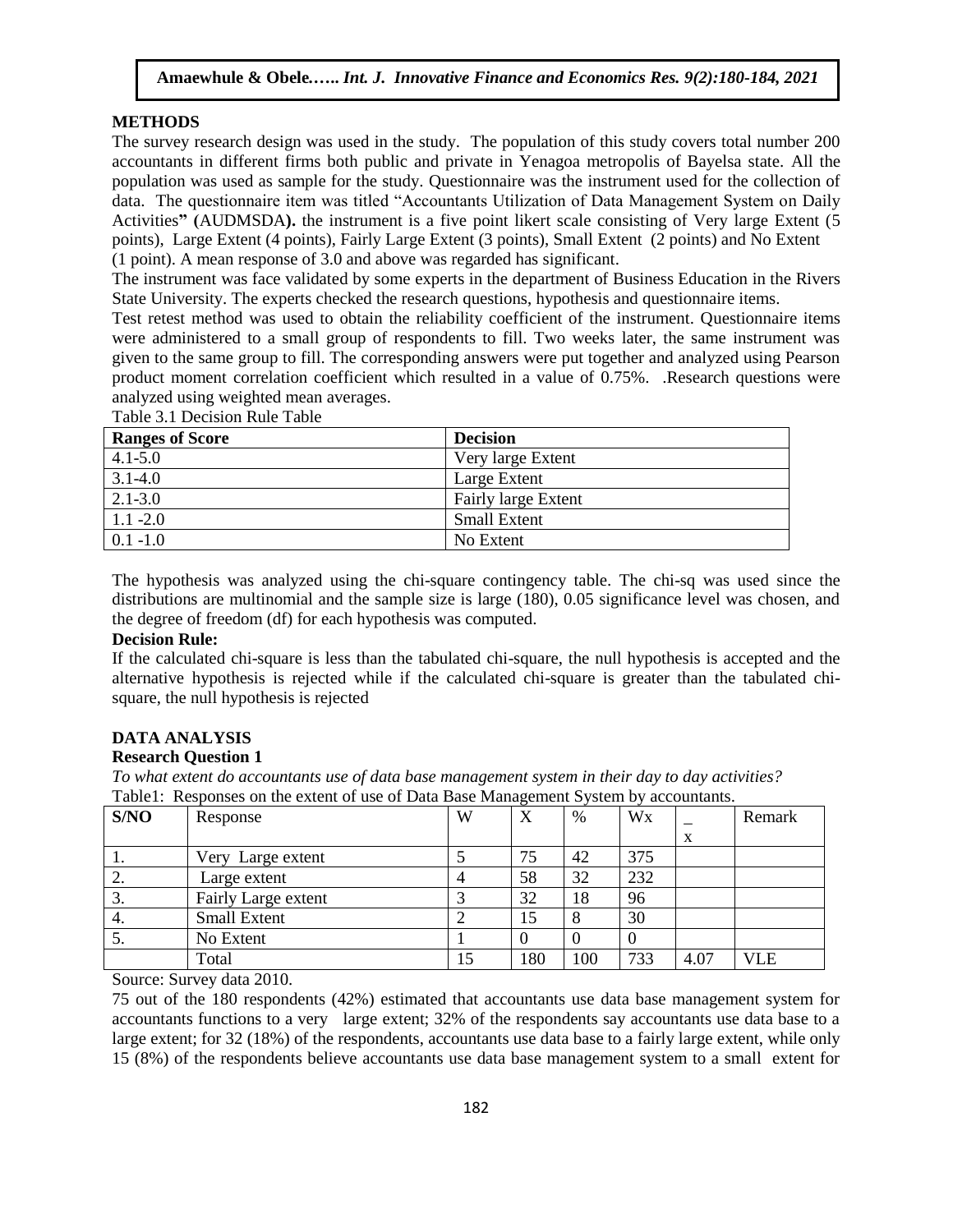## METHODS

The survey research design was used in the study. The population of this study covers total number 200 accountants in different firms both public and private in Yenagoa metropolis of Bayelsa state. All the population was used as sample for the study. Questionnaire was the instrument used for the collection of data. The questionnaire item was titled "Accountants Utilization of Data Management System on Daily Activities" (AUDMSDA). the instrument is a five point likert scale consisting of Very large Extent (5 points), Large Extent (4 points), Fairly Large Extent (3 points), Small Extent (2 points) and No Extent (1 point). A mean response of 3.0 and above was regarded has significant.

The instrument was face validated by some experts in the department of Business Education in the Rivers State University. The experts checked the research questions, hypothesis and questionnaire items.

Test retest method was used to obtain the reliability coefficient of the instrument. Questionnaire items were administered to a small group of respondents to fill. Two weeks later, the same instrument was given to the same group to fill. The corresponding answers were put together and analyzed using Pearson product moment correlation coefficient which resulted in a value of 0.75%. .Research questions were analyzed using weighted mean averages.

Table 3.1 Decision Rule Table

| Ranges of Score | Decision |
|---|---|
| 4.1-5.0 | Very large Extent |
| 3.1-4.0 | Large Extent |
| 2.1-3.0 | Fairly large Extent |
| 1.1 -2.0 | Small Extent |
| 0.1 -1.0 | No Extent |

The hypothesis was analyzed using the chi-square contingency table. The chi-sq was used since the distributions are multinomial and the sample size is large (180), 0.05 significance level was chosen, and the degree of freedom (df) for each hypothesis was computed.

**Decision Rule:**

If the calculated chi-square is less than the tabulated chi-square, the null hypothesis is accepted and the alternative hypothesis is rejected while if the calculated chi-square is greater than the tabulated chi-square, the null hypothesis is rejected

## DATA ANALYSIS

### Research Question 1

*To what extent do accountants use of data base management system in their day to day activities?*

Table1: Responses on the extent of use of Data Base Management System by accountants.

| S/NO | Response | W | X | % | Wx | $\bar{x}$ | Remark |
|---|---|---|---|---|---|---|---|
| 1. | Very Large extent | 5 | 75 | 42 | 375 | | |
| 2. | Large extent | 4 | 58 | 32 | 232 | | |
| 3. | Fairly Large extent | 3 | 32 | 18 | 96 | | |
| 4. | Small Extent | 2 | 15 | 8 | 30 | | |
| 5. | No Extent | 1 | 0 | 0 | 0 | | |
| | Total | 15 | 180 | 100 | 733 | 4.07 | VLE |

Source: Survey data 2010.

75 out of the 180 respondents (42%) estimated that accountants use data base management system for accountants functions to a very large extent; 32% of the respondents say accountants use data base to a large extent; for 32 (18%) of the respondents, accountants use data base to a fairly large extent, while only 15 (8%) of the respondents believe accountants use data base management system to a small extent for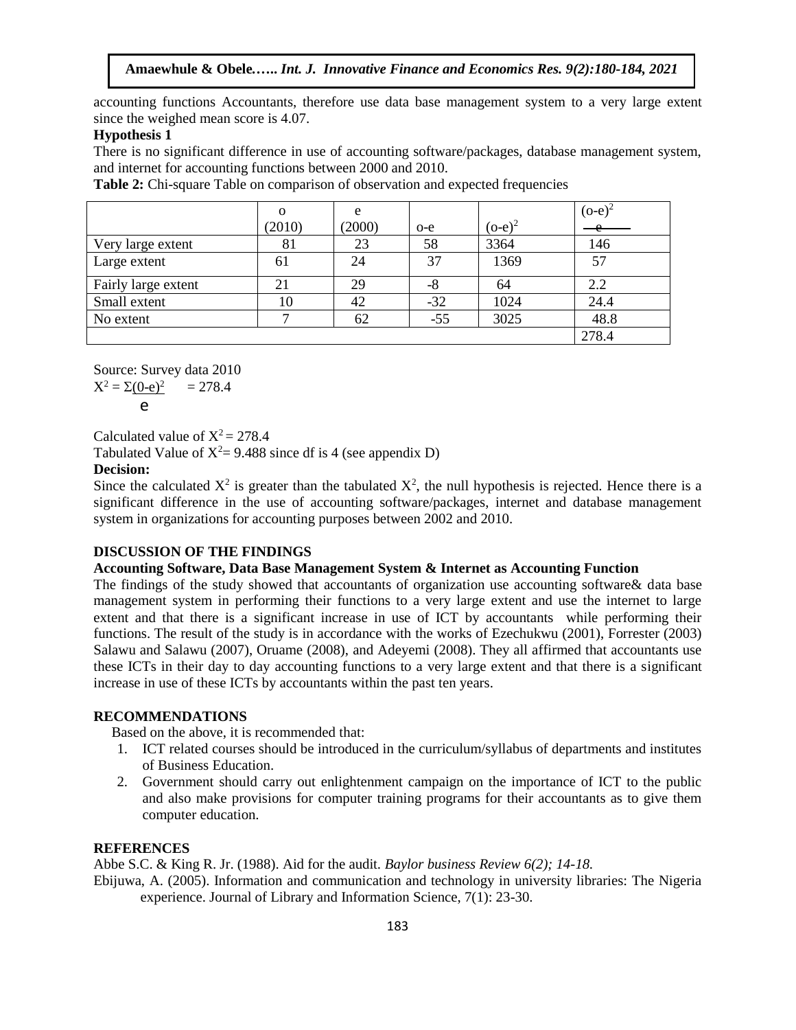accounting functions Accountants, therefore use data base management system to a very large extent since the weighed mean score is 4.07.

**Hypothesis 1**

There is no significant difference in use of accounting software/packages, database management system, and internet for accounting functions between 2000 and 2010.

**Table 2:** Chi-square Table on comparison of observation and expected frequencies

| | o (2010) | e (2000) | o-e | $(o-e)^2$ | $\frac{(o-e)^2}{e}$ |
|---|---|---|---|---|---|
| Very large extent | 81 | 23 | 58 | 3364 | 146 |
| Large extent | 61 | 24 | 37 | 1369 | 57 |
| Fairly large extent | 21 | 29 | -8 | 64 | 2.2 |
| Small extent | 10 | 42 | -32 | 1024 | 24.4 |
| No extent | 7 | 62 | -55 | 3025 | 48.8 |
| | | | | | 278.4 |

Source: Survey data 2010

$$X^2 = \Sigma\frac{(0-e)^2}{e} = 278.4$$

Calculated value of $X^2 = 278.4$

Tabulated Value of $X^2 = 9.488$ since df is 4 (see appendix D)

**Decision:**

Since the calculated $X^2$ is greater than the tabulated $X^2$, the null hypothesis is rejected. Hence there is a significant difference in the use of accounting software/packages, internet and database management system in organizations for accounting purposes between 2002 and 2010.

## DISCUSSION OF THE FINDINGS

### Accounting Software, Data Base Management System & Internet as Accounting Function

The findings of the study showed that accountants of organization use accounting software& data base management system in performing their functions to a very large extent and use the internet to large extent and that there is a significant increase in use of ICT by accountants while performing their functions. The result of the study is in accordance with the works of Ezechukwu (2001), Forrester (2003) Salawu and Salawu (2007), Oruame (2008), and Adeyemi (2008). They all affirmed that accountants use these ICTs in their day to day accounting functions to a very large extent and that there is a significant increase in use of these ICTs by accountants within the past ten years.

## RECOMMENDATIONS

Based on the above, it is recommended that:

1. ICT related courses should be introduced in the curriculum/syllabus of departments and institutes of Business Education.
2. Government should carry out enlightenment campaign on the importance of ICT to the public and also make provisions for computer training programs for their accountants as to give them computer education.

## REFERENCES

Abbe S.C. & King R. Jr. (1988). Aid for the audit. *Baylor business Review 6(2); 14-18.*

Ebijuwa, A. (2005). Information and communication and technology in university libraries: The Nigeria experience. Journal of Library and Information Science, 7(1): 23-30.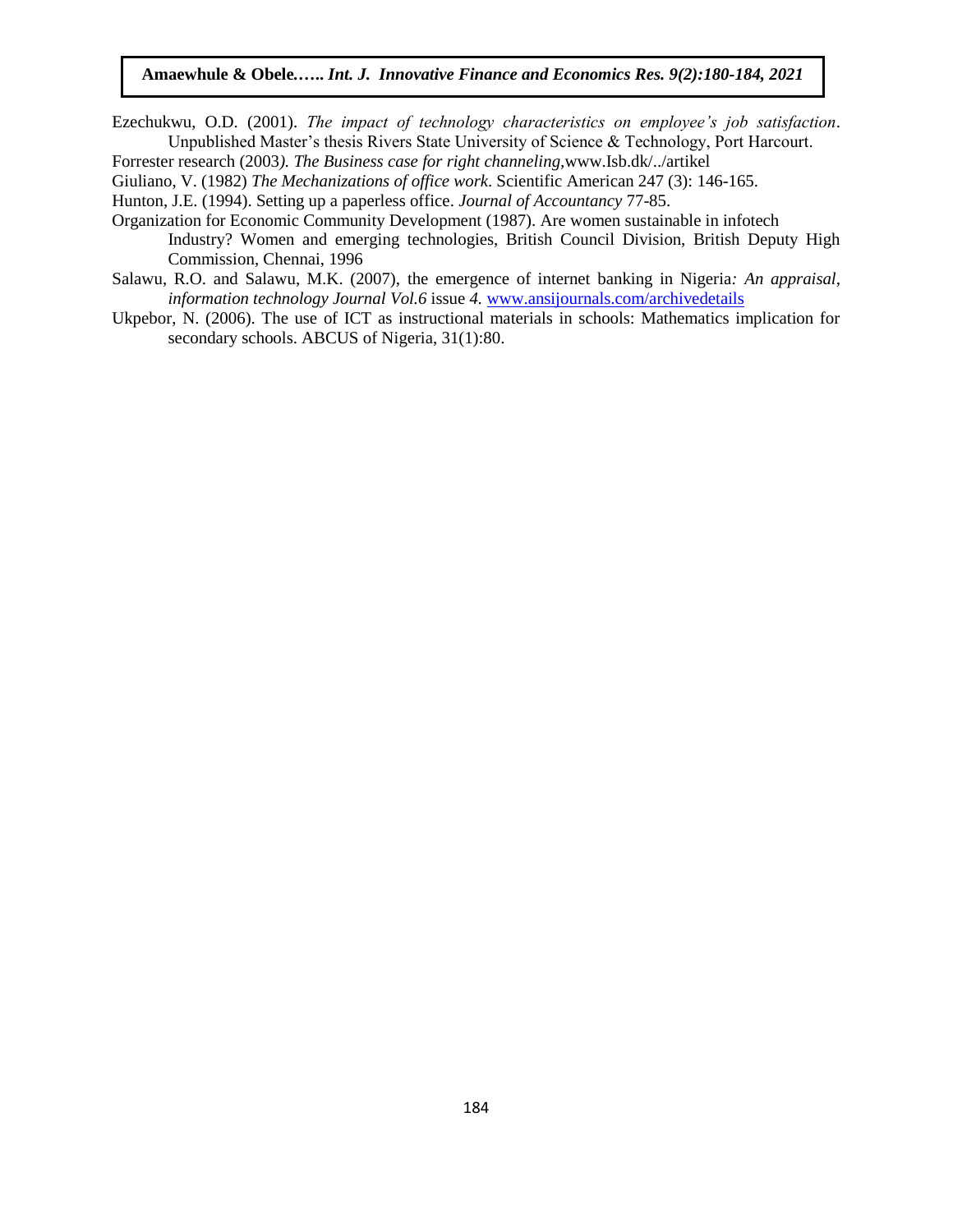Ezechukwu, O.D. (2001). *The impact of technology characteristics on employee's job satisfaction*. Unpublished Master's thesis Rivers State University of Science & Technology, Port Harcourt.

Forrester research (2003*). The Business case for right channeling*,www.Isb.dk/../artikel

Giuliano, V. (1982) *The Mechanizations of office work*. Scientific American 247 (3): 146-165.

Hunton, J.E. (1994). Setting up a paperless office. *Journal of Accountancy* 77-85.

Organization for Economic Community Development (1987). Are women sustainable in infotech Industry? Women and emerging technologies, British Council Division, British Deputy High Commission, Chennai, 1996

Salawu, R.O. and Salawu, M.K. (2007), the emergence of internet banking in Nigeria*: An appraisal, information technology Journal Vol.6* issue *4.* www.ansijournals.com/archivedetails

Ukpebor, N. (2006). The use of ICT as instructional materials in schools: Mathematics implication for secondary schools. ABCUS of Nigeria, 31(1):80.